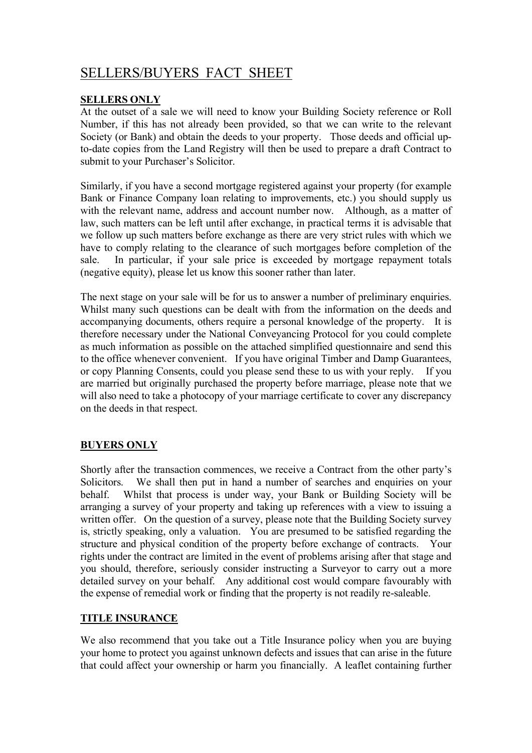# SELLERS/BUYERS FACT SHEET

## SELLERS ONLY

At the outset of a sale we will need to know your Building Society reference or Roll Number, if this has not already been provided, so that we can write to the relevant Society (or Bank) and obtain the deeds to your property. Those deeds and official up-to-date copies from the Land Registry will then be used to prepare a draft Contract to submit to your Purchaser's Solicitor.

Similarly, if you have a second mortgage registered against your property (for example Bank or Finance Company loan relating to improvements, etc.) you should supply us with the relevant name, address and account number now. Although, as a matter of law, such matters can be left until after exchange, in practical terms it is advisable that we follow up such matters before exchange as there are very strict rules with which we have to comply relating to the clearance of such mortgages before completion of the sale. In particular, if your sale price is exceeded by mortgage repayment totals (negative equity), please let us know this sooner rather than later.

The next stage on your sale will be for us to answer a number of preliminary enquiries. Whilst many such questions can be dealt with from the information on the deeds and accompanying documents, others require a personal knowledge of the property. It is therefore necessary under the National Conveyancing Protocol for you could complete as much information as possible on the attached simplified questionnaire and send this to the office whenever convenient. If you have original Timber and Damp Guarantees, or copy Planning Consents, could you please send these to us with your reply. If you are married but originally purchased the property before marriage, please note that we will also need to take a photocopy of your marriage certificate to cover any discrepancy on the deeds in that respect.

## BUYERS ONLY

Shortly after the transaction commences, we receive a Contract from the other party's Solicitors. We shall then put in hand a number of searches and enquiries on your behalf. Whilst that process is under way, your Bank or Building Society will be arranging a survey of your property and taking up references with a view to issuing a written offer. On the question of a survey, please note that the Building Society survey is, strictly speaking, only a valuation. You are presumed to be satisfied regarding the structure and physical condition of the property before exchange of contracts. Your rights under the contract are limited in the event of problems arising after that stage and you should, therefore, seriously consider instructing a Surveyor to carry out a more detailed survey on your behalf. Any additional cost would compare favourably with the expense of remedial work or finding that the property is not readily re-saleable.

## TITLE INSURANCE

We also recommend that you take out a Title Insurance policy when you are buying your home to protect you against unknown defects and issues that can arise in the future that could affect your ownership or harm you financially. A leaflet containing further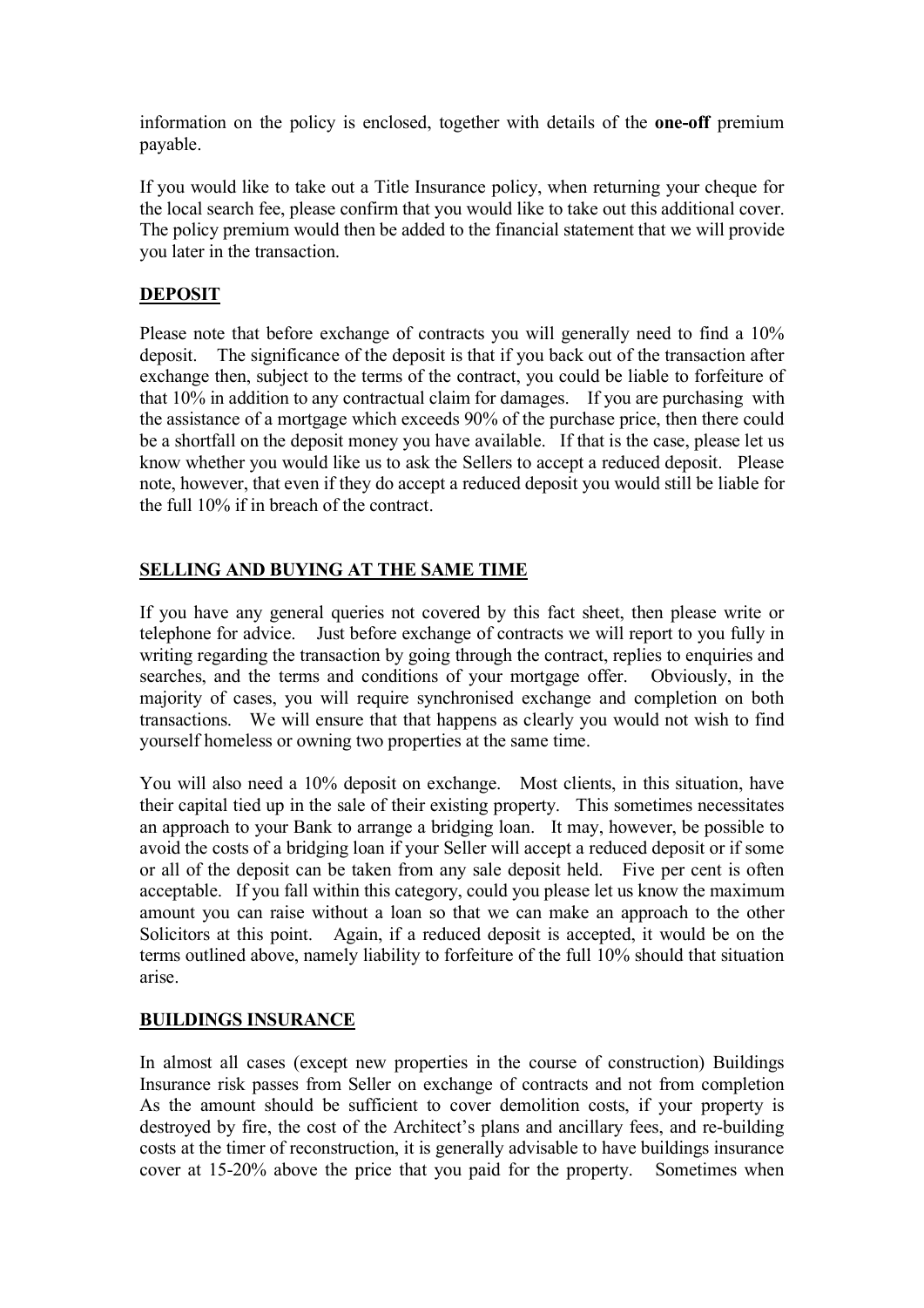information on the policy is enclosed, together with details of the **one-off** premium payable.

If you would like to take out a Title Insurance policy, when returning your cheque for the local search fee, please confirm that you would like to take out this additional cover. The policy premium would then be added to the financial statement that we will provide you later in the transaction.

## DEPOSIT

Please note that before exchange of contracts you will generally need to find a 10% deposit. The significance of the deposit is that if you back out of the transaction after exchange then, subject to the terms of the contract, you could be liable to forfeiture of that 10% in addition to any contractual claim for damages. If you are purchasing with the assistance of a mortgage which exceeds 90% of the purchase price, then there could be a shortfall on the deposit money you have available. If that is the case, please let us know whether you would like us to ask the Sellers to accept a reduced deposit. Please note, however, that even if they do accept a reduced deposit you would still be liable for the full 10% if in breach of the contract.

## SELLING AND BUYING AT THE SAME TIME

If you have any general queries not covered by this fact sheet, then please write or telephone for advice. Just before exchange of contracts we will report to you fully in writing regarding the transaction by going through the contract, replies to enquiries and searches, and the terms and conditions of your mortgage offer. Obviously, in the majority of cases, you will require synchronised exchange and completion on both transactions. We will ensure that that happens as clearly you would not wish to find yourself homeless or owning two properties at the same time.

You will also need a 10% deposit on exchange. Most clients, in this situation, have their capital tied up in the sale of their existing property. This sometimes necessitates an approach to your Bank to arrange a bridging loan. It may, however, be possible to avoid the costs of a bridging loan if your Seller will accept a reduced deposit or if some or all of the deposit can be taken from any sale deposit held. Five per cent is often acceptable. If you fall within this category, could you please let us know the maximum amount you can raise without a loan so that we can make an approach to the other Solicitors at this point. Again, if a reduced deposit is accepted, it would be on the terms outlined above, namely liability to forfeiture of the full 10% should that situation arise.

## BUILDINGS INSURANCE

In almost all cases (except new properties in the course of construction) Buildings Insurance risk passes from Seller on exchange of contracts and not from completion As the amount should be sufficient to cover demolition costs, if your property is destroyed by fire, the cost of the Architect's plans and ancillary fees, and re-building costs at the timer of reconstruction, it is generally advisable to have buildings insurance cover at 15-20% above the price that you paid for the property. Sometimes when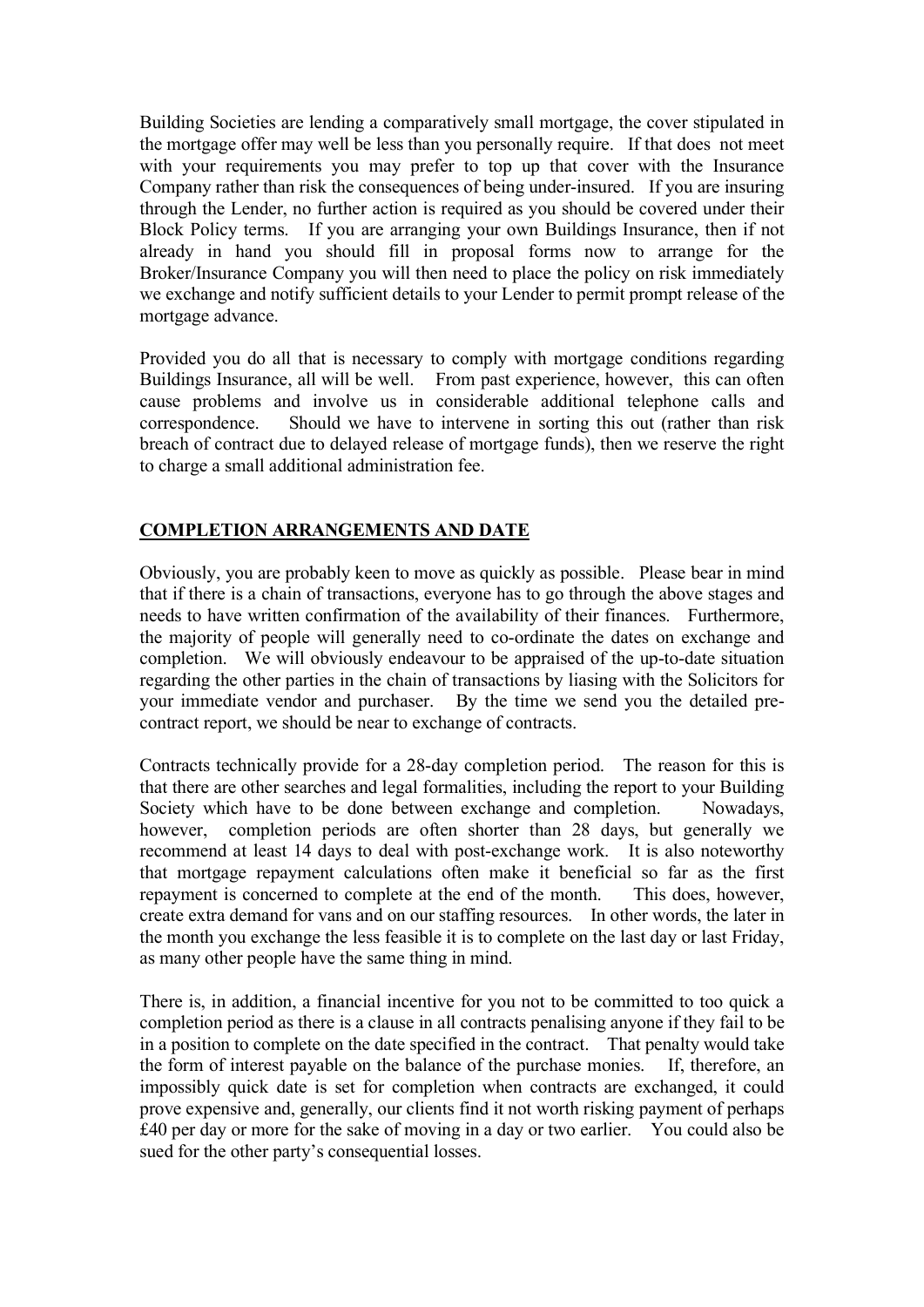Building Societies are lending a comparatively small mortgage, the cover stipulated in the mortgage offer may well be less than you personally require. If that does not meet with your requirements you may prefer to top up that cover with the Insurance Company rather than risk the consequences of being under-insured. If you are insuring through the Lender, no further action is required as you should be covered under their Block Policy terms. If you are arranging your own Buildings Insurance, then if not already in hand you should fill in proposal forms now to arrange for the Broker/Insurance Company you will then need to place the policy on risk immediately we exchange and notify sufficient details to your Lender to permit prompt release of the mortgage advance.

Provided you do all that is necessary to comply with mortgage conditions regarding Buildings Insurance, all will be well. From past experience, however, this can often cause problems and involve us in considerable additional telephone calls and correspondence. Should we have to intervene in sorting this out (rather than risk breach of contract due to delayed release of mortgage funds), then we reserve the right to charge a small additional administration fee.

## COMPLETION ARRANGEMENTS AND DATE

Obviously, you are probably keen to move as quickly as possible. Please bear in mind that if there is a chain of transactions, everyone has to go through the above stages and needs to have written confirmation of the availability of their finances. Furthermore, the majority of people will generally need to co-ordinate the dates on exchange and completion. We will obviously endeavour to be appraised of the up-to-date situation regarding the other parties in the chain of transactions by liasing with the Solicitors for your immediate vendor and purchaser. By the time we send you the detailed pre-contract report, we should be near to exchange of contracts.

Contracts technically provide for a 28-day completion period. The reason for this is that there are other searches and legal formalities, including the report to your Building Society which have to be done between exchange and completion. Nowadays, however, completion periods are often shorter than 28 days, but generally we recommend at least 14 days to deal with post-exchange work. It is also noteworthy that mortgage repayment calculations often make it beneficial so far as the first repayment is concerned to complete at the end of the month. This does, however, create extra demand for vans and on our staffing resources. In other words, the later in the month you exchange the less feasible it is to complete on the last day or last Friday, as many other people have the same thing in mind.

There is, in addition, a financial incentive for you not to be committed to too quick a completion period as there is a clause in all contracts penalising anyone if they fail to be in a position to complete on the date specified in the contract. That penalty would take the form of interest payable on the balance of the purchase monies. If, therefore, an impossibly quick date is set for completion when contracts are exchanged, it could prove expensive and, generally, our clients find it not worth risking payment of perhaps £40 per day or more for the sake of moving in a day or two earlier. You could also be sued for the other party's consequential losses.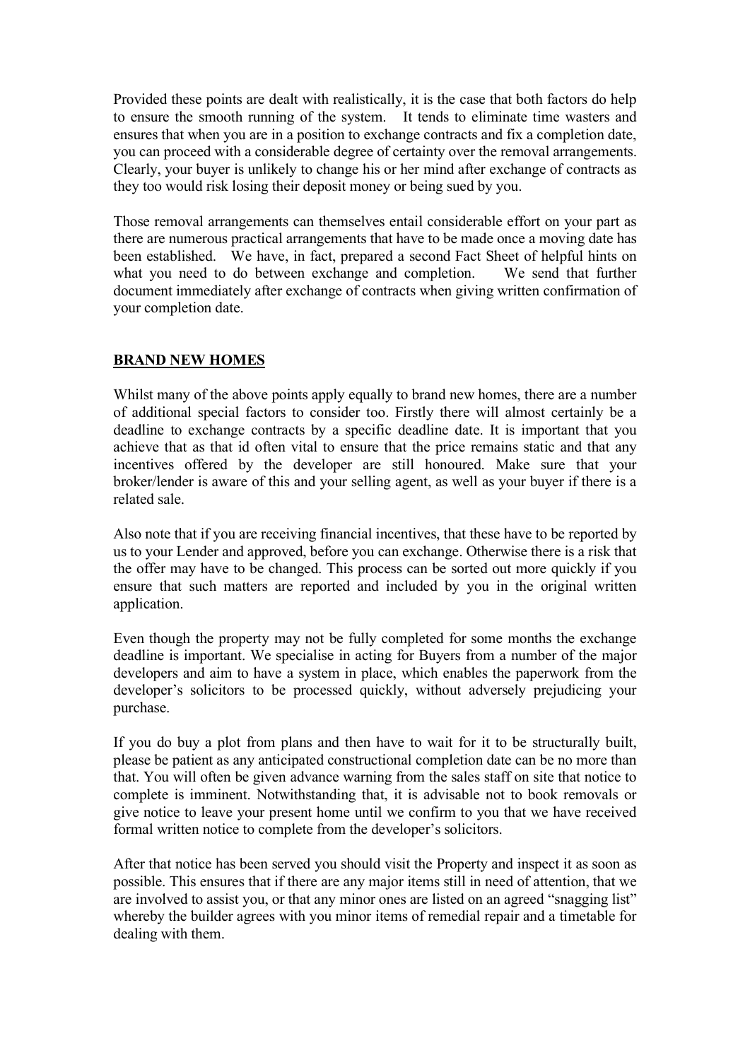Provided these points are dealt with realistically, it is the case that both factors do help to ensure the smooth running of the system. It tends to eliminate time wasters and ensures that when you are in a position to exchange contracts and fix a completion date, you can proceed with a considerable degree of certainty over the removal arrangements. Clearly, your buyer is unlikely to change his or her mind after exchange of contracts as they too would risk losing their deposit money or being sued by you.

Those removal arrangements can themselves entail considerable effort on your part as there are numerous practical arrangements that have to be made once a moving date has been established. We have, in fact, prepared a second Fact Sheet of helpful hints on what you need to do between exchange and completion. We send that further document immediately after exchange of contracts when giving written confirmation of your completion date.

## BRAND NEW HOMES

Whilst many of the above points apply equally to brand new homes, there are a number of additional special factors to consider too. Firstly there will almost certainly be a deadline to exchange contracts by a specific deadline date. It is important that you achieve that as that id often vital to ensure that the price remains static and that any incentives offered by the developer are still honoured. Make sure that your broker/lender is aware of this and your selling agent, as well as your buyer if there is a related sale.

Also note that if you are receiving financial incentives, that these have to be reported by us to your Lender and approved, before you can exchange. Otherwise there is a risk that the offer may have to be changed. This process can be sorted out more quickly if you ensure that such matters are reported and included by you in the original written application.

Even though the property may not be fully completed for some months the exchange deadline is important. We specialise in acting for Buyers from a number of the major developers and aim to have a system in place, which enables the paperwork from the developer's solicitors to be processed quickly, without adversely prejudicing your purchase.

If you do buy a plot from plans and then have to wait for it to be structurally built, please be patient as any anticipated constructional completion date can be no more than that. You will often be given advance warning from the sales staff on site that notice to complete is imminent. Notwithstanding that, it is advisable not to book removals or give notice to leave your present home until we confirm to you that we have received formal written notice to complete from the developer's solicitors.

After that notice has been served you should visit the Property and inspect it as soon as possible. This ensures that if there are any major items still in need of attention, that we are involved to assist you, or that any minor ones are listed on an agreed "snagging list" whereby the builder agrees with you minor items of remedial repair and a timetable for dealing with them.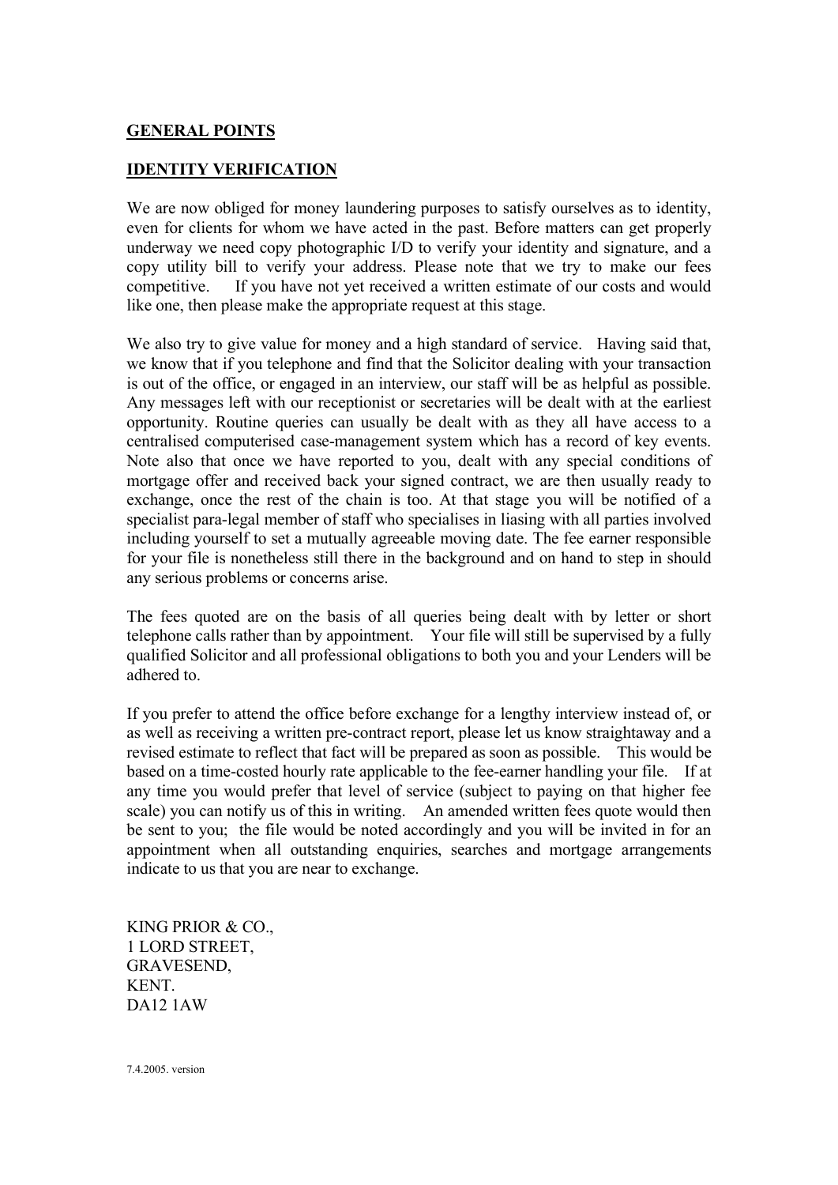## GENERAL POINTS

## IDENTITY VERIFICATION

We are now obliged for money laundering purposes to satisfy ourselves as to identity, even for clients for whom we have acted in the past. Before matters can get properly underway we need copy photographic I/D to verify your identity and signature, and a copy utility bill to verify your address. Please note that we try to make our fees competitive. If you have not yet received a written estimate of our costs and would like one, then please make the appropriate request at this stage.

We also try to give value for money and a high standard of service. Having said that, we know that if you telephone and find that the Solicitor dealing with your transaction is out of the office, or engaged in an interview, our staff will be as helpful as possible. Any messages left with our receptionist or secretaries will be dealt with at the earliest opportunity. Routine queries can usually be dealt with as they all have access to a centralised computerised case-management system which has a record of key events. Note also that once we have reported to you, dealt with any special conditions of mortgage offer and received back your signed contract, we are then usually ready to exchange, once the rest of the chain is too. At that stage you will be notified of a specialist para-legal member of staff who specialises in liasing with all parties involved including yourself to set a mutually agreeable moving date. The fee earner responsible for your file is nonetheless still there in the background and on hand to step in should any serious problems or concerns arise.

The fees quoted are on the basis of all queries being dealt with by letter or short telephone calls rather than by appointment. Your file will still be supervised by a fully qualified Solicitor and all professional obligations to both you and your Lenders will be adhered to.

If you prefer to attend the office before exchange for a lengthy interview instead of, or as well as receiving a written pre-contract report, please let us know straightaway and a revised estimate to reflect that fact will be prepared as soon as possible. This would be based on a time-costed hourly rate applicable to the fee-earner handling your file. If at any time you would prefer that level of service (subject to paying on that higher fee scale) you can notify us of this in writing. An amended written fees quote would then be sent to you; the file would be noted accordingly and you will be invited in for an appointment when all outstanding enquiries, searches and mortgage arrangements indicate to us that you are near to exchange.

KING PRIOR & CO.,
1 LORD STREET,
GRAVESEND,
KENT.
DA12 1AW

7.4.2005. version